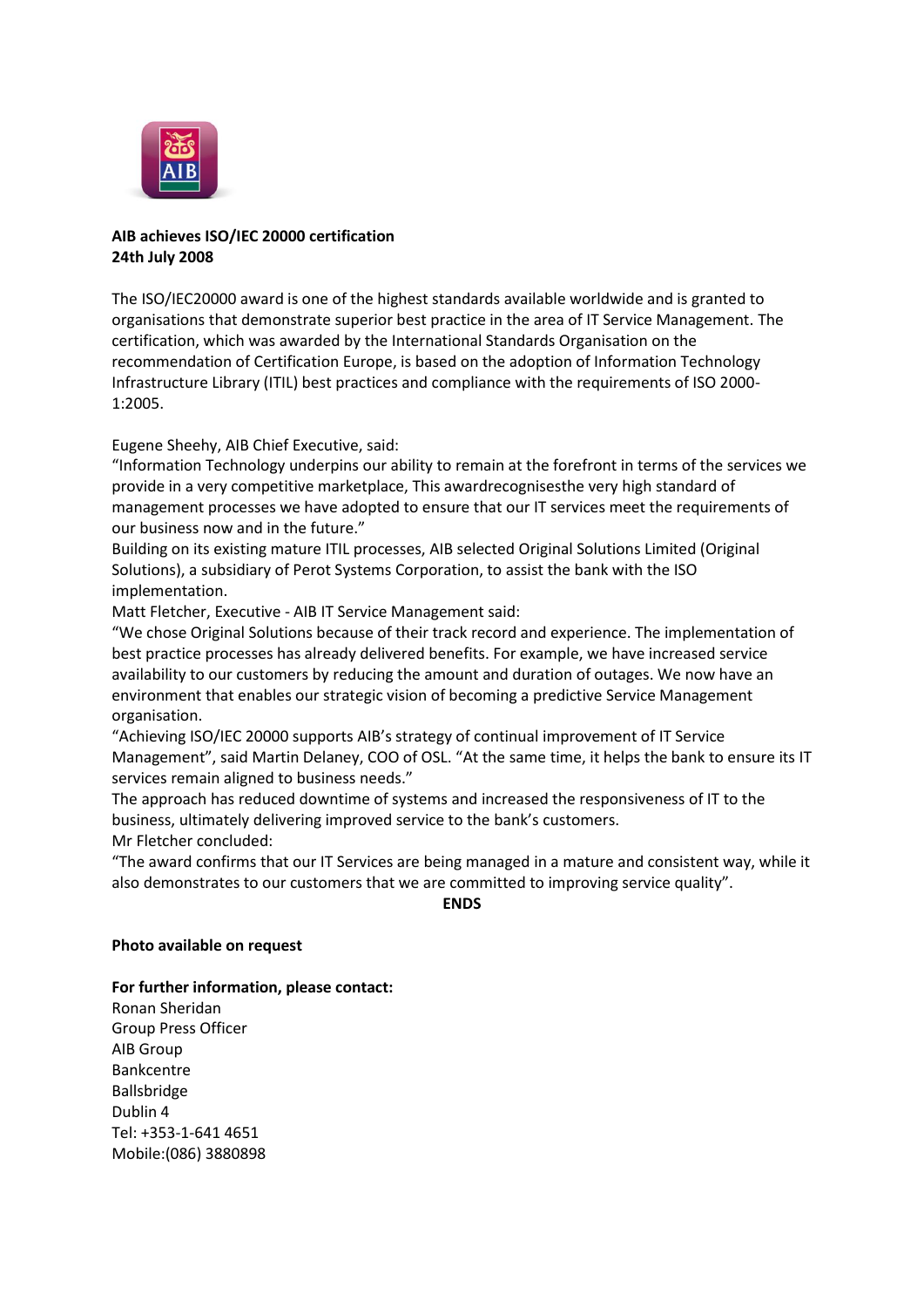**AIB achieves ISO/IEC 20000 certification**
**24th July 2008**

The ISO/IEC20000 award is one of the highest standards available worldwide and is granted to organisations that demonstrate superior best practice in the area of IT Service Management. The certification, which was awarded by the International Standards Organisation on the recommendation of Certification Europe, is based on the adoption of Information Technology Infrastructure Library (ITIL) best practices and compliance with the requirements of ISO 2000-1:2005.

Eugene Sheehy, AIB Chief Executive, said:
"Information Technology underpins our ability to remain at the forefront in terms of the services we provide in a very competitive marketplace, This awardrecognisesthe very high standard of management processes we have adopted to ensure that our IT services meet the requirements of our business now and in the future."
Building on its existing mature ITIL processes, AIB selected Original Solutions Limited (Original Solutions), a subsidiary of Perot Systems Corporation, to assist the bank with the ISO implementation.
Matt Fletcher, Executive - AIB IT Service Management said:
"We chose Original Solutions because of their track record and experience. The implementation of best practice processes has already delivered benefits. For example, we have increased service availability to our customers by reducing the amount and duration of outages. We now have an environment that enables our strategic vision of becoming a predictive Service Management organisation.
"Achieving ISO/IEC 20000 supports AIB's strategy of continual improvement of IT Service Management", said Martin Delaney, COO of OSL. "At the same time, it helps the bank to ensure its IT services remain aligned to business needs."
The approach has reduced downtime of systems and increased the responsiveness of IT to the business, ultimately delivering improved service to the bank's customers.
Mr Fletcher concluded:
"The award confirms that our IT Services are being managed in a mature and consistent way, while it also demonstrates to our customers that we are committed to improving service quality".

**ENDS**

**Photo available on request**

**For further information, please contact:**
Ronan Sheridan
Group Press Officer
AIB Group
Bankcentre
Ballsbridge
Dublin 4
Tel: +353-1-641 4651
Mobile:(086) 3880898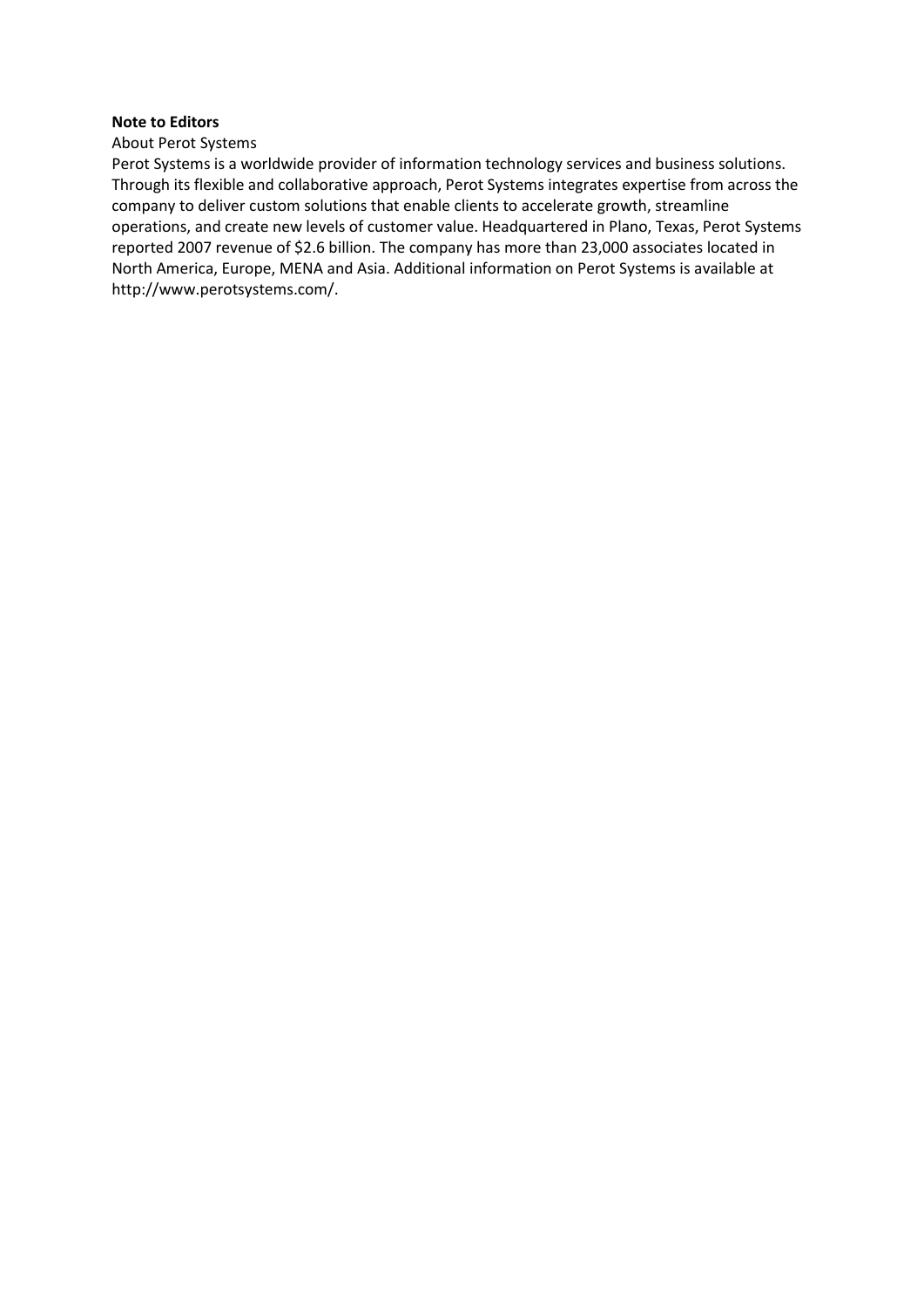**Note to Editors**

About Perot Systems

Perot Systems is a worldwide provider of information technology services and business solutions. Through its flexible and collaborative approach, Perot Systems integrates expertise from across the company to deliver custom solutions that enable clients to accelerate growth, streamline operations, and create new levels of customer value. Headquartered in Plano, Texas, Perot Systems reported 2007 revenue of $2.6 billion. The company has more than 23,000 associates located in North America, Europe, MENA and Asia. Additional information on Perot Systems is available at http://www.perotsystems.com/.